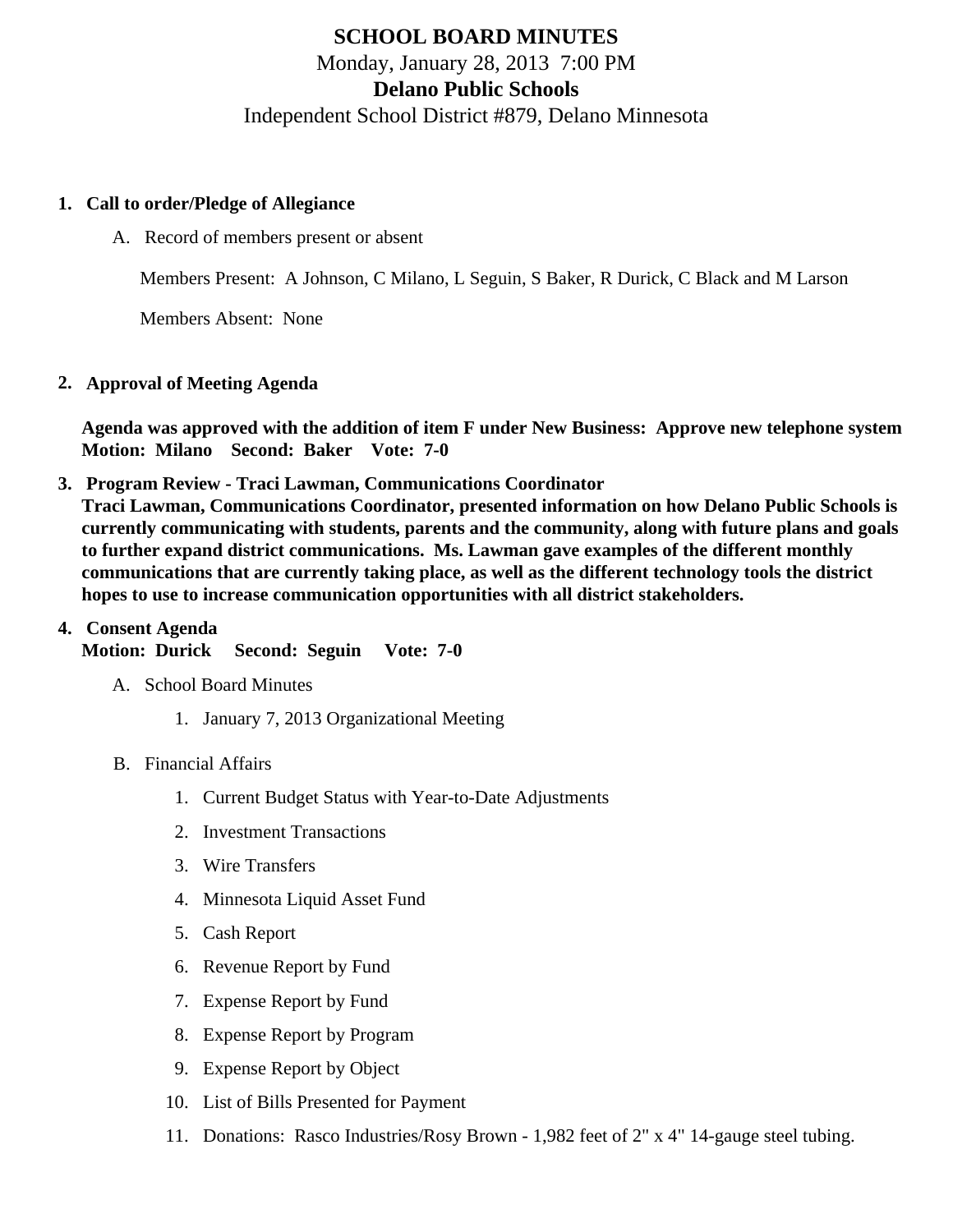# SCHOOL BOARD MINUTES

Monday, January 28, 2013 7:00 PM

**Delano Public Schools**

Independent School District #879, Delano Minnesota

1. **Call to order/Pledge of Allegiance**

   A. Record of members present or absent

   Members Present: A Johnson, C Milano, L Seguin, S Baker, R Durick, C Black and M Larson

   Members Absent: None

2. **Approval of Meeting Agenda**

   **Agenda was approved with the addition of item F under New Business: Approve new telephone system**
   **Motion: Milano Second: Baker Vote: 7-0**

3. **Program Review - Traci Lawman, Communications Coordinator**
   **Traci Lawman, Communications Coordinator, presented information on how Delano Public Schools is currently communicating with students, parents and the community, along with future plans and goals to further expand district communications. Ms. Lawman gave examples of the different monthly communications that are currently taking place, as well as the different technology tools the district hopes to use to increase communication opportunities with all district stakeholders.**

4. **Consent Agenda**
   **Motion: Durick Second: Seguin Vote: 7-0**

   A. School Board Minutes

      1. January 7, 2013 Organizational Meeting

   B. Financial Affairs

      1. Current Budget Status with Year-to-Date Adjustments
      2. Investment Transactions
      3. Wire Transfers
      4. Minnesota Liquid Asset Fund
      5. Cash Report
      6. Revenue Report by Fund
      7. Expense Report by Fund
      8. Expense Report by Program
      9. Expense Report by Object
      10. List of Bills Presented for Payment
      11. Donations: Rasco Industries/Rosy Brown - 1,982 feet of 2" x 4" 14-gauge steel tubing.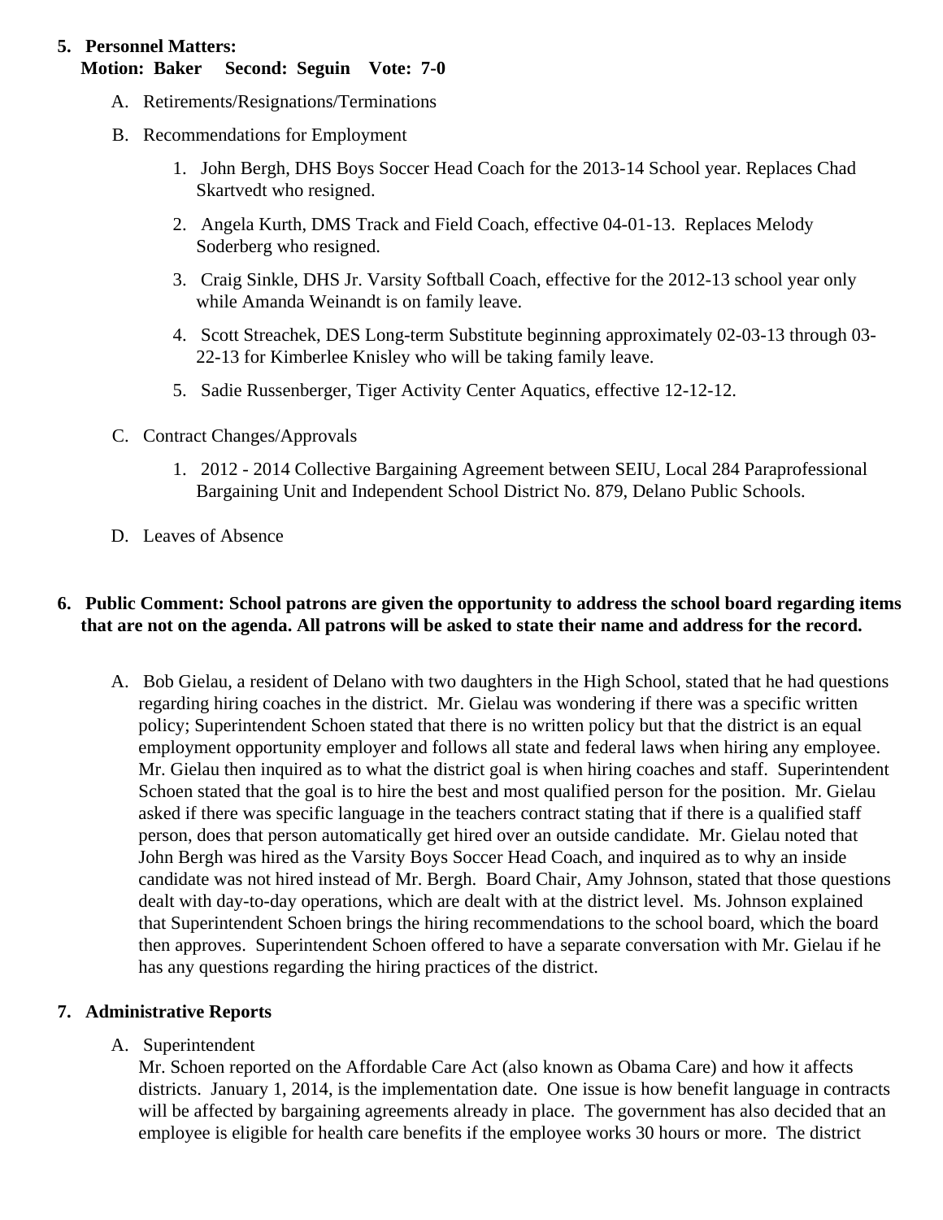5. **Personnel Matters:**
   **Motion: Baker Second: Seguin Vote: 7-0**

   A. Retirements/Resignations/Terminations

   B. Recommendations for Employment

      1. John Bergh, DHS Boys Soccer Head Coach for the 2013-14 School year. Replaces Chad Skartvedt who resigned.
      2. Angela Kurth, DMS Track and Field Coach, effective 04-01-13. Replaces Melody Soderberg who resigned.
      3. Craig Sinkle, DHS Jr. Varsity Softball Coach, effective for the 2012-13 school year only while Amanda Weinandt is on family leave.
      4. Scott Streachek, DES Long-term Substitute beginning approximately 02-03-13 through 03-22-13 for Kimberlee Knisley who will be taking family leave.
      5. Sadie Russenberger, Tiger Activity Center Aquatics, effective 12-12-12.

   C. Contract Changes/Approvals

      1. 2012 - 2014 Collective Bargaining Agreement between SEIU, Local 284 Paraprofessional Bargaining Unit and Independent School District No. 879, Delano Public Schools.

   D. Leaves of Absence

6. **Public Comment: School patrons are given the opportunity to address the school board regarding items that are not on the agenda. All patrons will be asked to state their name and address for the record.**

   A. Bob Gielau, a resident of Delano with two daughters in the High School, stated that he had questions regarding hiring coaches in the district. Mr. Gielau was wondering if there was a specific written policy; Superintendent Schoen stated that there is no written policy but that the district is an equal employment opportunity employer and follows all state and federal laws when hiring any employee. Mr. Gielau then inquired as to what the district goal is when hiring coaches and staff. Superintendent Schoen stated that the goal is to hire the best and most qualified person for the position. Mr. Gielau asked if there was specific language in the teachers contract stating that if there is a qualified staff person, does that person automatically get hired over an outside candidate. Mr. Gielau noted that John Bergh was hired as the Varsity Boys Soccer Head Coach, and inquired as to why an inside candidate was not hired instead of Mr. Bergh. Board Chair, Amy Johnson, stated that those questions dealt with day-to-day operations, which are dealt with at the district level. Ms. Johnson explained that Superintendent Schoen brings the hiring recommendations to the school board, which the board then approves. Superintendent Schoen offered to have a separate conversation with Mr. Gielau if he has any questions regarding the hiring practices of the district.

7. **Administrative Reports**

   A. Superintendent
   Mr. Schoen reported on the Affordable Care Act (also known as Obama Care) and how it affects districts. January 1, 2014, is the implementation date. One issue is how benefit language in contracts will be affected by bargaining agreements already in place. The government has also decided that an employee is eligible for health care benefits if the employee works 30 hours or more. The district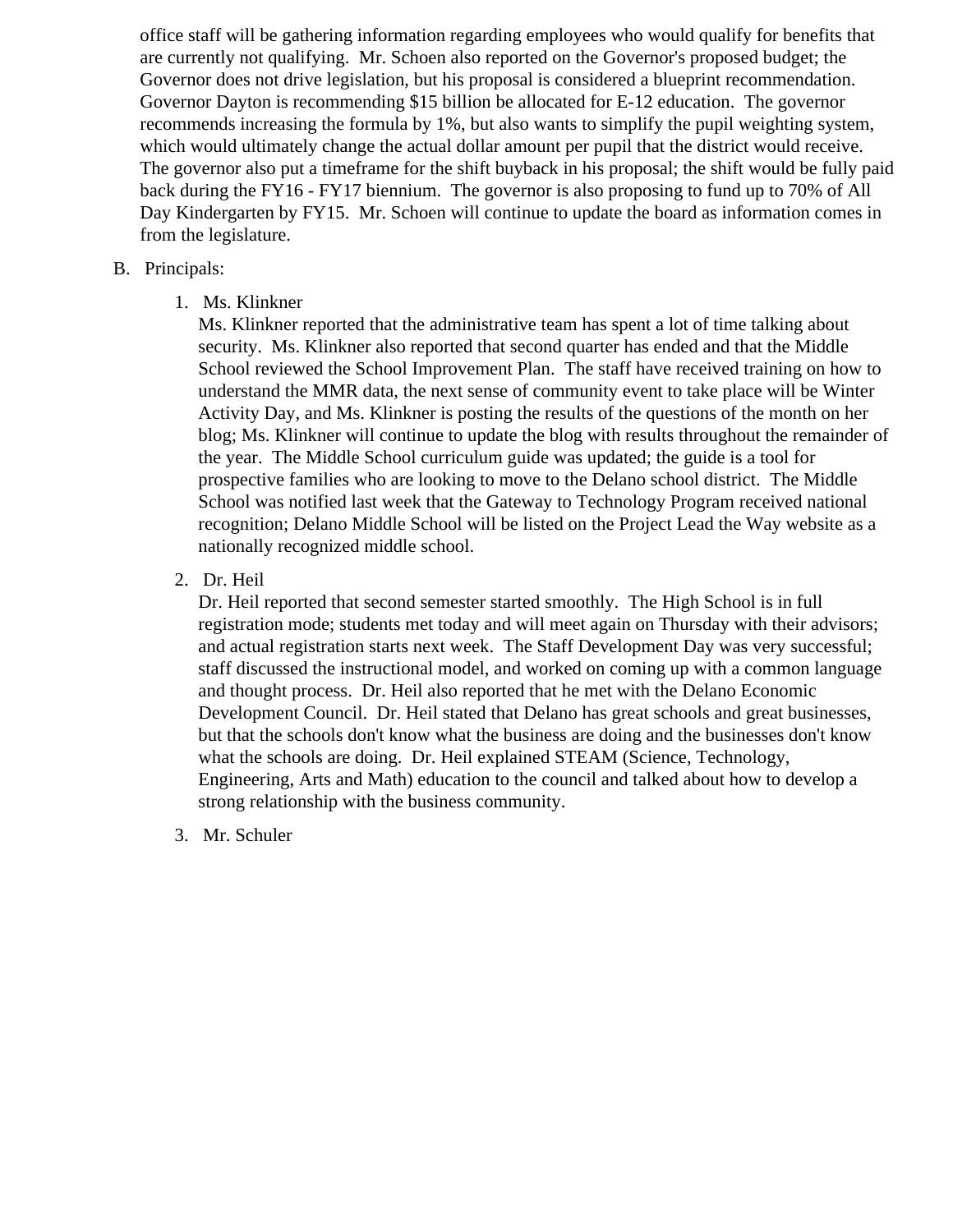office staff will be gathering information regarding employees who would qualify for benefits that are currently not qualifying. Mr. Schoen also reported on the Governor's proposed budget; the Governor does not drive legislation, but his proposal is considered a blueprint recommendation. Governor Dayton is recommending $15 billion be allocated for E-12 education. The governor recommends increasing the formula by 1%, but also wants to simplify the pupil weighting system, which would ultimately change the actual dollar amount per pupil that the district would receive. The governor also put a timeframe for the shift buyback in his proposal; the shift would be fully paid back during the FY16 - FY17 biennium. The governor is also proposing to fund up to 70% of All Day Kindergarten by FY15. Mr. Schoen will continue to update the board as information comes in from the legislature.

B. Principals:

1. Ms. Klinkner
   Ms. Klinkner reported that the administrative team has spent a lot of time talking about security. Ms. Klinkner also reported that second quarter has ended and that the Middle School reviewed the School Improvement Plan. The staff have received training on how to understand the MMR data, the next sense of community event to take place will be Winter Activity Day, and Ms. Klinkner is posting the results of the questions of the month on her blog; Ms. Klinkner will continue to update the blog with results throughout the remainder of the year. The Middle School curriculum guide was updated; the guide is a tool for prospective families who are looking to move to the Delano school district. The Middle School was notified last week that the Gateway to Technology Program received national recognition; Delano Middle School will be listed on the Project Lead the Way website as a nationally recognized middle school.

2. Dr. Heil
   Dr. Heil reported that second semester started smoothly. The High School is in full registration mode; students met today and will meet again on Thursday with their advisors; and actual registration starts next week. The Staff Development Day was very successful; staff discussed the instructional model, and worked on coming up with a common language and thought process. Dr. Heil also reported that he met with the Delano Economic Development Council. Dr. Heil stated that Delano has great schools and great businesses, but that the schools don't know what the business are doing and the businesses don't know what the schools are doing. Dr. Heil explained STEAM (Science, Technology, Engineering, Arts and Math) education to the council and talked about how to develop a strong relationship with the business community.

3. Mr. Schuler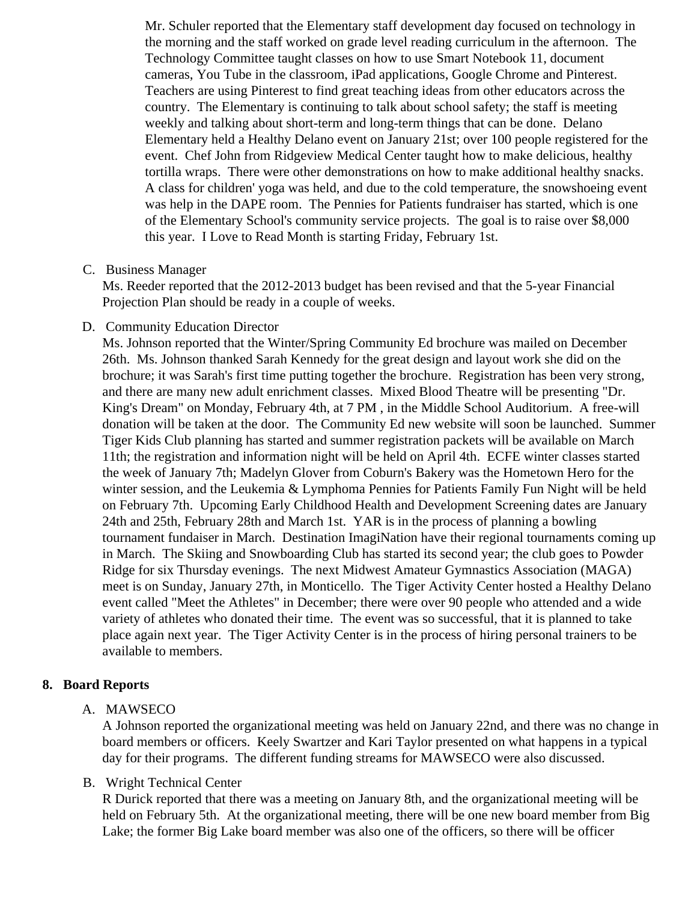Mr. Schuler reported that the Elementary staff development day focused on technology in the morning and the staff worked on grade level reading curriculum in the afternoon. The Technology Committee taught classes on how to use Smart Notebook 11, document cameras, You Tube in the classroom, iPad applications, Google Chrome and Pinterest. Teachers are using Pinterest to find great teaching ideas from other educators across the country. The Elementary is continuing to talk about school safety; the staff is meeting weekly and talking about short-term and long-term things that can be done. Delano Elementary held a Healthy Delano event on January 21st; over 100 people registered for the event. Chef John from Ridgeview Medical Center taught how to make delicious, healthy tortilla wraps. There were other demonstrations on how to make additional healthy snacks. A class for children' yoga was held, and due to the cold temperature, the snowshoeing event was help in the DAPE room. The Pennies for Patients fundraiser has started, which is one of the Elementary School's community service projects. The goal is to raise over $8,000 this year. I Love to Read Month is starting Friday, February 1st.

C. Business Manager
Ms. Reeder reported that the 2012-2013 budget has been revised and that the 5-year Financial Projection Plan should be ready in a couple of weeks.

D. Community Education Director
Ms. Johnson reported that the Winter/Spring Community Ed brochure was mailed on December 26th. Ms. Johnson thanked Sarah Kennedy for the great design and layout work she did on the brochure; it was Sarah's first time putting together the brochure. Registration has been very strong, and there are many new adult enrichment classes. Mixed Blood Theatre will be presenting "Dr. King's Dream" on Monday, February 4th, at 7 PM , in the Middle School Auditorium. A free-will donation will be taken at the door. The Community Ed new website will soon be launched. Summer Tiger Kids Club planning has started and summer registration packets will be available on March 11th; the registration and information night will be held on April 4th. ECFE winter classes started the week of January 7th; Madelyn Glover from Coburn's Bakery was the Hometown Hero for the winter session, and the Leukemia & Lymphoma Pennies for Patients Family Fun Night will be held on February 7th. Upcoming Early Childhood Health and Development Screening dates are January 24th and 25th, February 28th and March 1st. YAR is in the process of planning a bowling tournament fundaiser in March. Destination ImagiNation have their regional tournaments coming up in March. The Skiing and Snowboarding Club has started its second year; the club goes to Powder Ridge for six Thursday evenings. The next Midwest Amateur Gymnastics Association (MAGA) meet is on Sunday, January 27th, in Monticello. The Tiger Activity Center hosted a Healthy Delano event called "Meet the Athletes" in December; there were over 90 people who attended and a wide variety of athletes who donated their time. The event was so successful, that it is planned to take place again next year. The Tiger Activity Center is in the process of hiring personal trainers to be available to members.

## 8. Board Reports

A. MAWSECO
A Johnson reported the organizational meeting was held on January 22nd, and there was no change in board members or officers. Keely Swartzer and Kari Taylor presented on what happens in a typical day for their programs. The different funding streams for MAWSECO were also discussed.

B. Wright Technical Center
R Durick reported that there was a meeting on January 8th, and the organizational meeting will be held on February 5th. At the organizational meeting, there will be one new board member from Big Lake; the former Big Lake board member was also one of the officers, so there will be officer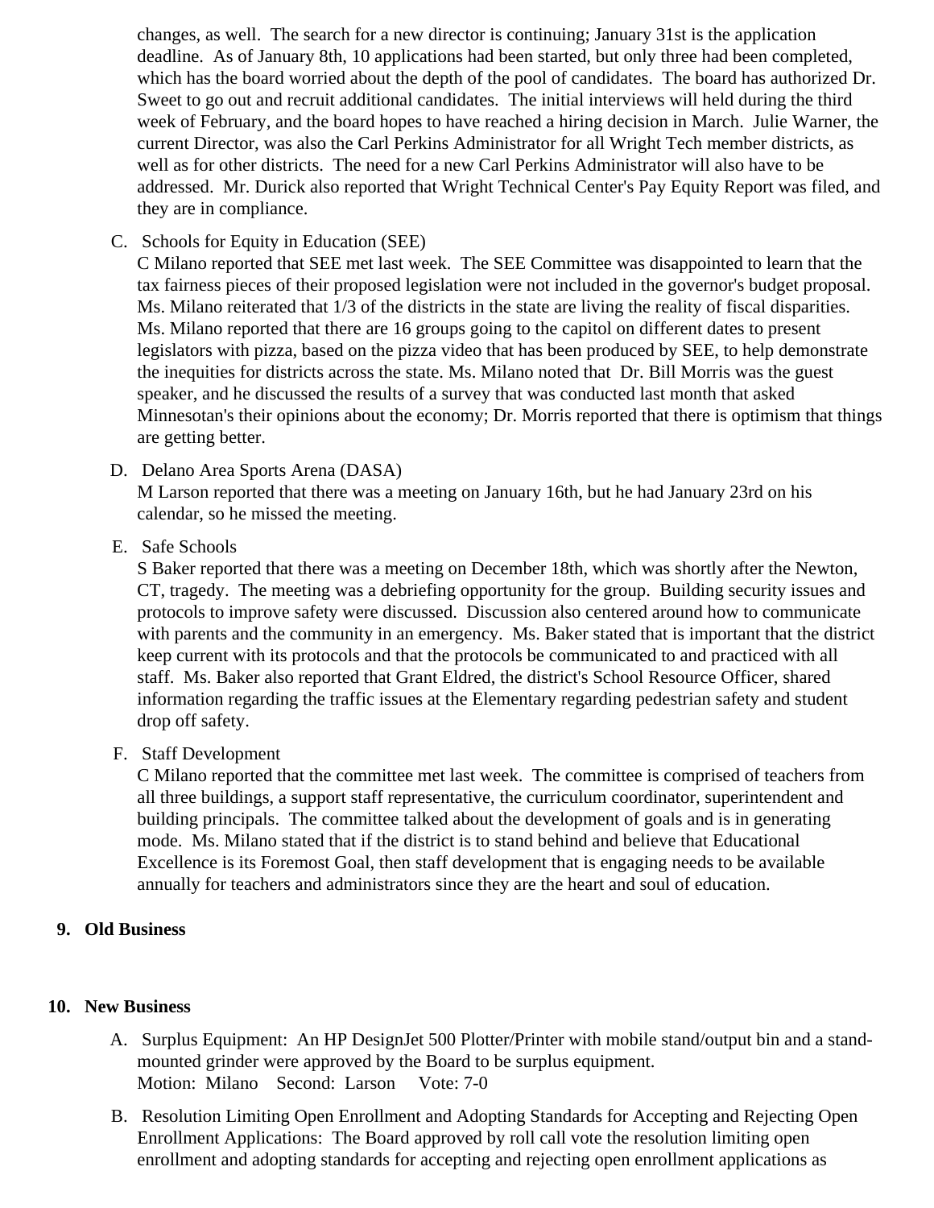changes, as well. The search for a new director is continuing; January 31st is the application deadline. As of January 8th, 10 applications had been started, but only three had been completed, which has the board worried about the depth of the pool of candidates. The board has authorized Dr. Sweet to go out and recruit additional candidates. The initial interviews will held during the third week of February, and the board hopes to have reached a hiring decision in March. Julie Warner, the current Director, was also the Carl Perkins Administrator for all Wright Tech member districts, as well as for other districts. The need for a new Carl Perkins Administrator will also have to be addressed. Mr. Durick also reported that Wright Technical Center's Pay Equity Report was filed, and they are in compliance.

C. Schools for Equity in Education (SEE)
C Milano reported that SEE met last week. The SEE Committee was disappointed to learn that the tax fairness pieces of their proposed legislation were not included in the governor's budget proposal. Ms. Milano reiterated that 1/3 of the districts in the state are living the reality of fiscal disparities. Ms. Milano reported that there are 16 groups going to the capitol on different dates to present legislators with pizza, based on the pizza video that has been produced by SEE, to help demonstrate the inequities for districts across the state. Ms. Milano noted that Dr. Bill Morris was the guest speaker, and he discussed the results of a survey that was conducted last month that asked Minnesotan's their opinions about the economy; Dr. Morris reported that there is optimism that things are getting better.

D. Delano Area Sports Arena (DASA)
M Larson reported that there was a meeting on January 16th, but he had January 23rd on his calendar, so he missed the meeting.

E. Safe Schools
S Baker reported that there was a meeting on December 18th, which was shortly after the Newton, CT, tragedy. The meeting was a debriefing opportunity for the group. Building security issues and protocols to improve safety were discussed. Discussion also centered around how to communicate with parents and the community in an emergency. Ms. Baker stated that is important that the district keep current with its protocols and that the protocols be communicated to and practiced with all staff. Ms. Baker also reported that Grant Eldred, the district's School Resource Officer, shared information regarding the traffic issues at the Elementary regarding pedestrian safety and student drop off safety.

F. Staff Development
C Milano reported that the committee met last week. The committee is comprised of teachers from all three buildings, a support staff representative, the curriculum coordinator, superintendent and building principals. The committee talked about the development of goals and is in generating mode. Ms. Milano stated that if the district is to stand behind and believe that Educational Excellence is its Foremost Goal, then staff development that is engaging needs to be available annually for teachers and administrators since they are the heart and soul of education.

**9. Old Business**

**10. New Business**

A. Surplus Equipment: An HP DesignJet 500 Plotter/Printer with mobile stand/output bin and a stand-mounted grinder were approved by the Board to be surplus equipment.
Motion: Milano Second: Larson Vote: 7-0

B. Resolution Limiting Open Enrollment and Adopting Standards for Accepting and Rejecting Open Enrollment Applications: The Board approved by roll call vote the resolution limiting open enrollment and adopting standards for accepting and rejecting open enrollment applications as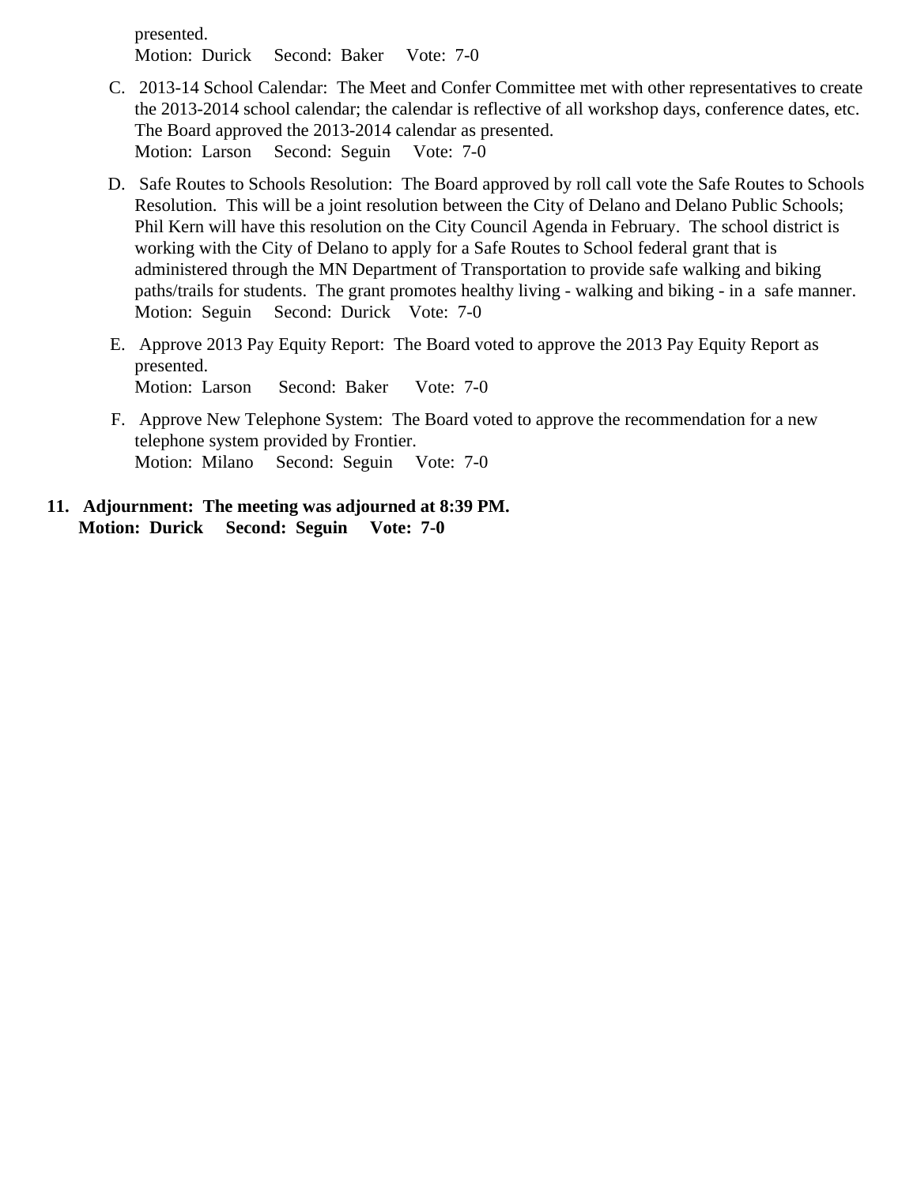presented.
Motion: Durick Second: Baker Vote: 7-0

C. 2013-14 School Calendar: The Meet and Confer Committee met with other representatives to create the 2013-2014 school calendar; the calendar is reflective of all workshop days, conference dates, etc. The Board approved the 2013-2014 calendar as presented.
Motion: Larson Second: Seguin Vote: 7-0

D. Safe Routes to Schools Resolution: The Board approved by roll call vote the Safe Routes to Schools Resolution. This will be a joint resolution between the City of Delano and Delano Public Schools; Phil Kern will have this resolution on the City Council Agenda in February. The school district is working with the City of Delano to apply for a Safe Routes to School federal grant that is administered through the MN Department of Transportation to provide safe walking and biking paths/trails for students. The grant promotes healthy living - walking and biking - in a safe manner.
Motion: Seguin Second: Durick Vote: 7-0

E. Approve 2013 Pay Equity Report: The Board voted to approve the 2013 Pay Equity Report as presented.
Motion: Larson Second: Baker Vote: 7-0

F. Approve New Telephone System: The Board voted to approve the recommendation for a new telephone system provided by Frontier.
Motion: Milano Second: Seguin Vote: 7-0

**11. Adjournment: The meeting was adjourned at 8:39 PM.**
**Motion: Durick Second: Seguin Vote: 7-0**